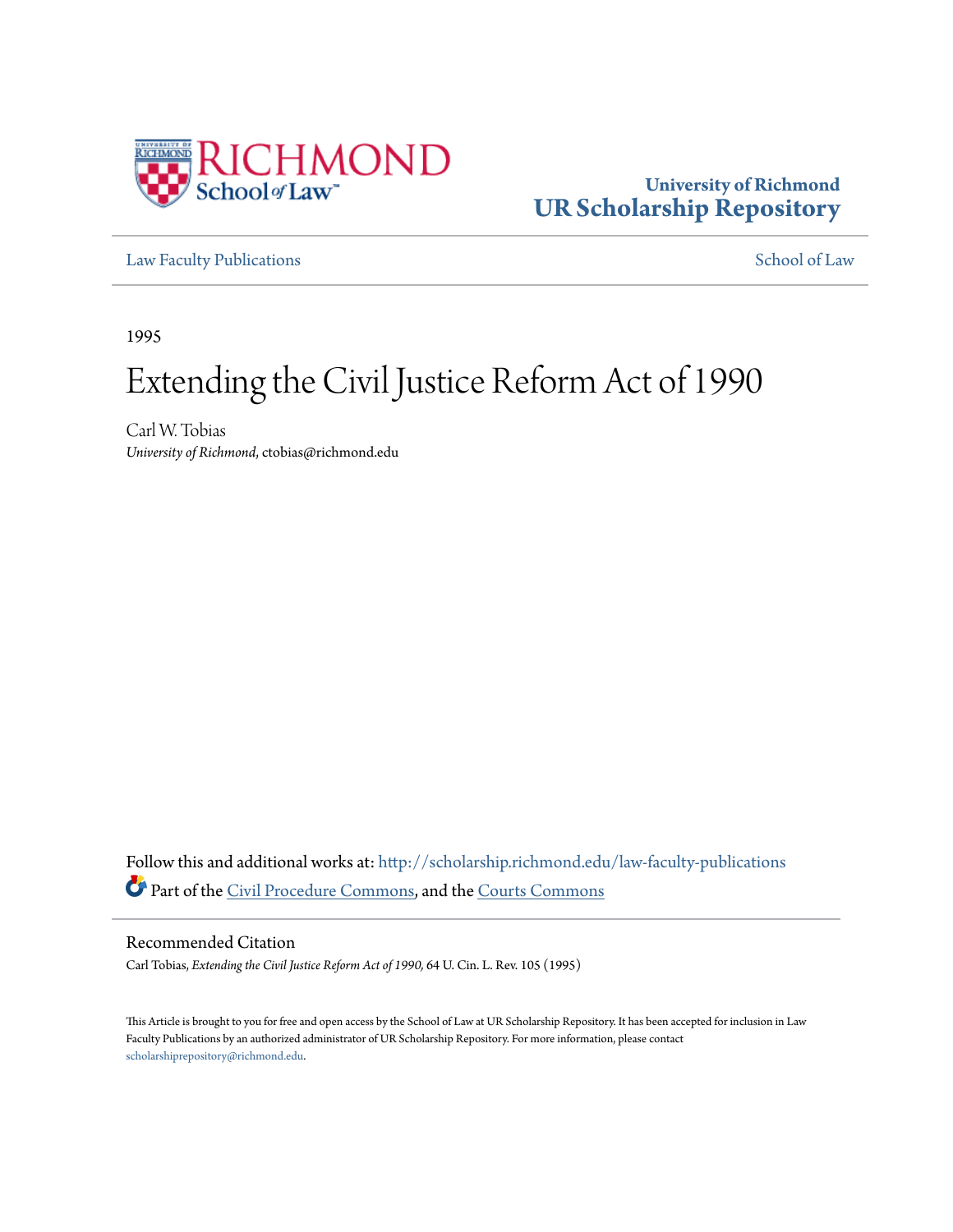University of Richmond
**UR Scholarship Repository**

Law Faculty Publications

School of Law

1995

# Extending the Civil Justice Reform Act of 1990

Carl W. Tobias
*University of Richmond*, ctobias@richmond.edu

Follow this and additional works at: http://scholarship.richmond.edu/law-faculty-publications

Part of the Civil Procedure Commons, and the Courts Commons

## Recommended Citation

Carl Tobias, *Extending the Civil Justice Reform Act of 1990,* 64 U. Cin. L. Rev. 105 (1995)

This Article is brought to you for free and open access by the School of Law at UR Scholarship Repository. It has been accepted for inclusion in Law Faculty Publications by an authorized administrator of UR Scholarship Repository. For more information, please contact scholarshiprepository@richmond.edu.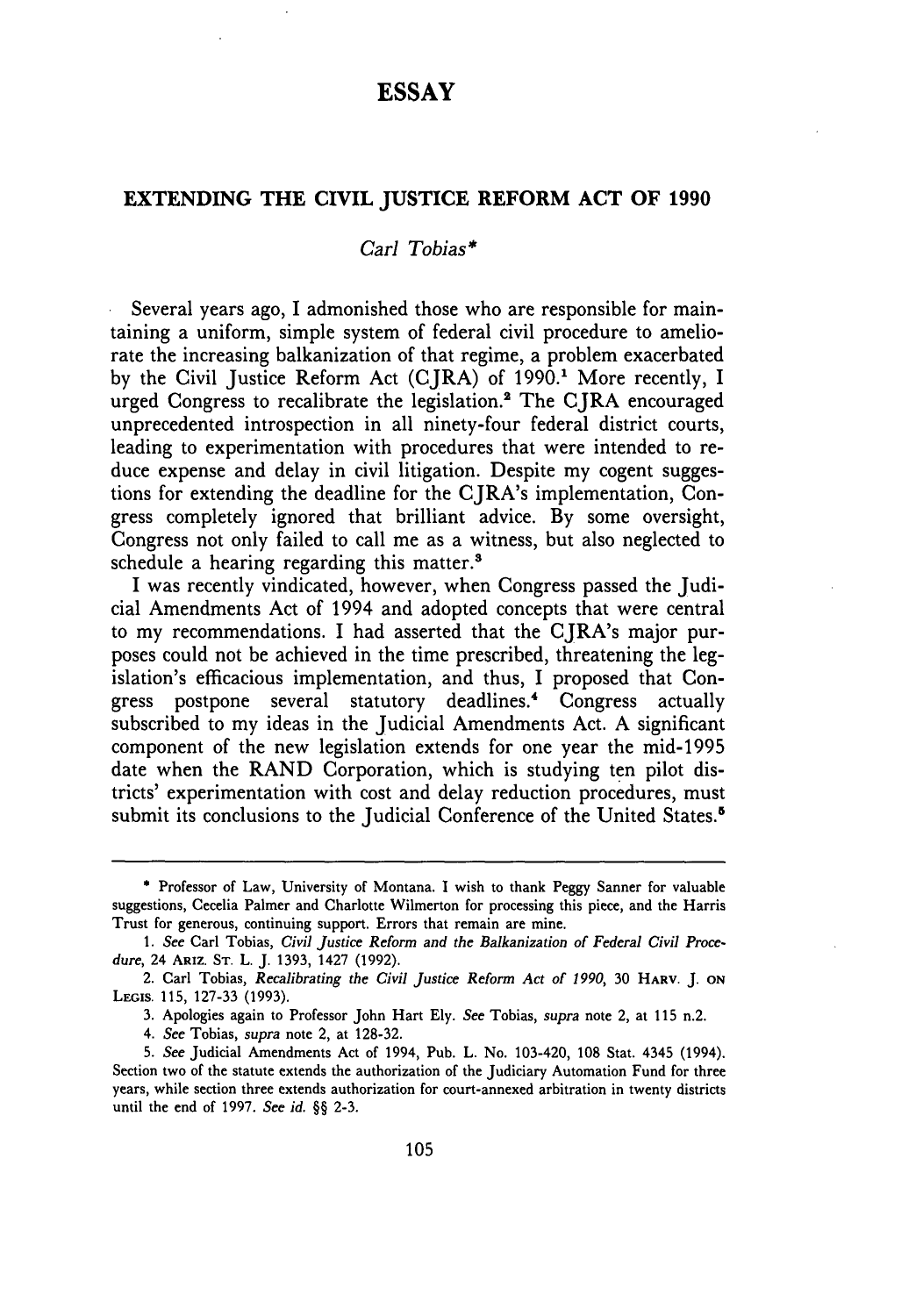# ESSAY

## EXTENDING THE CIVIL JUSTICE REFORM ACT OF 1990

*Carl Tobias\**

Several years ago, I admonished those who are responsible for maintaining a uniform, simple system of federal civil procedure to ameliorate the increasing balkanization of that regime, a problem exacerbated by the Civil Justice Reform Act (CJRA) of 1990.[1] More recently, I urged Congress to recalibrate the legislation.[2] The CJRA encouraged unprecedented introspection in all ninety-four federal district courts, leading to experimentation with procedures that were intended to reduce expense and delay in civil litigation. Despite my cogent suggestions for extending the deadline for the CJRA's implementation, Congress completely ignored that brilliant advice. By some oversight, Congress not only failed to call me as a witness, but also neglected to schedule a hearing regarding this matter.[3]

I was recently vindicated, however, when Congress passed the Judicial Amendments Act of 1994 and adopted concepts that were central to my recommendations. I had asserted that the CJRA's major purposes could not be achieved in the time prescribed, threatening the legislation's efficacious implementation, and thus, I proposed that Congress postpone several statutory deadlines.[4] Congress actually subscribed to my ideas in the Judicial Amendments Act. A significant component of the new legislation extends for one year the mid-1995 date when the RAND Corporation, which is studying ten pilot districts' experimentation with cost and delay reduction procedures, must submit its conclusions to the Judicial Conference of the United States.[5]

---

\* Professor of Law, University of Montana. I wish to thank Peggy Sanner for valuable suggestions, Cecelia Palmer and Charlotte Wilmerton for processing this piece, and the Harris Trust for generous, continuing support. Errors that remain are mine.

1. *See* Carl Tobias, *Civil Justice Reform and the Balkanization of Federal Civil Procedure*, 24 ARIZ. ST. L. J. 1393, 1427 (1992).

2. Carl Tobias, *Recalibrating the Civil Justice Reform Act of 1990*, 30 HARV. J. ON LEGIS. 115, 127-33 (1993).

3. Apologies again to Professor John Hart Ely. *See* Tobias, *supra* note 2, at 115 n.2.

4. *See* Tobias, *supra* note 2, at 128-32.

5. *See* Judicial Amendments Act of 1994, Pub. L. No. 103-420, 108 Stat. 4345 (1994). Section two of the statute extends the authorization of the Judiciary Automation Fund for three years, while section three extends authorization for court-annexed arbitration in twenty districts until the end of 1997. *See id.* §§ 2-3.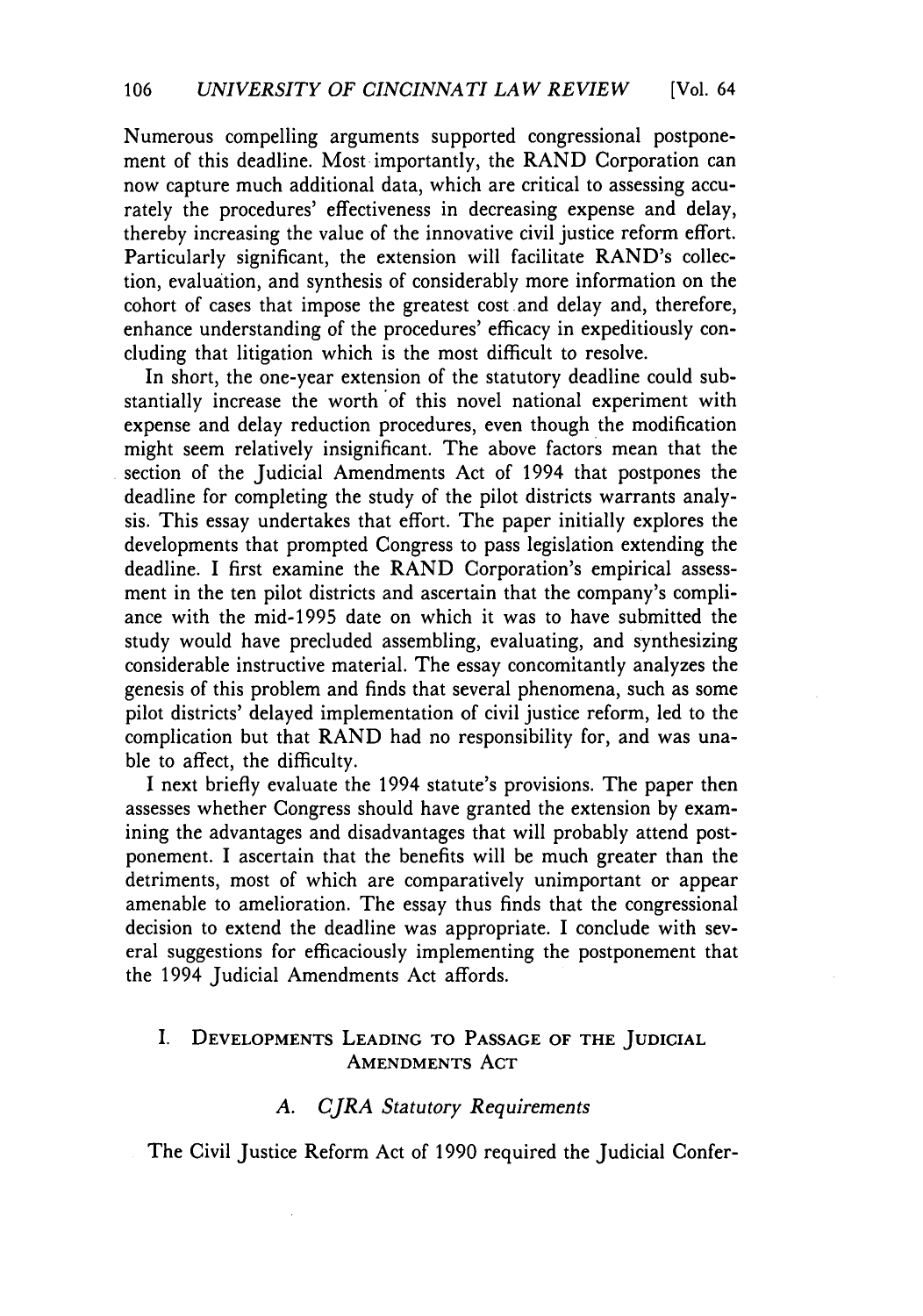Numerous compelling arguments supported congressional postponement of this deadline. Most importantly, the RAND Corporation can now capture much additional data, which are critical to assessing accurately the procedures' effectiveness in decreasing expense and delay, thereby increasing the value of the innovative civil justice reform effort. Particularly significant, the extension will facilitate RAND's collection, evaluation, and synthesis of considerably more information on the cohort of cases that impose the greatest cost and delay and, therefore, enhance understanding of the procedures' efficacy in expeditiously concluding that litigation which is the most difficult to resolve.

In short, the one-year extension of the statutory deadline could substantially increase the worth of this novel national experiment with expense and delay reduction procedures, even though the modification might seem relatively insignificant. The above factors mean that the section of the Judicial Amendments Act of 1994 that postpones the deadline for completing the study of the pilot districts warrants analysis. This essay undertakes that effort. The paper initially explores the developments that prompted Congress to pass legislation extending the deadline. I first examine the RAND Corporation's empirical assessment in the ten pilot districts and ascertain that the company's compliance with the mid-1995 date on which it was to have submitted the study would have precluded assembling, evaluating, and synthesizing considerable instructive material. The essay concomitantly analyzes the genesis of this problem and finds that several phenomena, such as some pilot districts' delayed implementation of civil justice reform, led to the complication but that RAND had no responsibility for, and was unable to affect, the difficulty.

I next briefly evaluate the 1994 statute's provisions. The paper then assesses whether Congress should have granted the extension by examining the advantages and disadvantages that will probably attend postponement. I ascertain that the benefits will be much greater than the detriments, most of which are comparatively unimportant or appear amenable to amelioration. The essay thus finds that the congressional decision to extend the deadline was appropriate. I conclude with several suggestions for efficaciously implementing the postponement that the 1994 Judicial Amendments Act affords.

## I. Developments Leading to Passage of the Judicial Amendments Act

### A. *CJRA Statutory Requirements*

The Civil Justice Reform Act of 1990 required the Judicial Confer-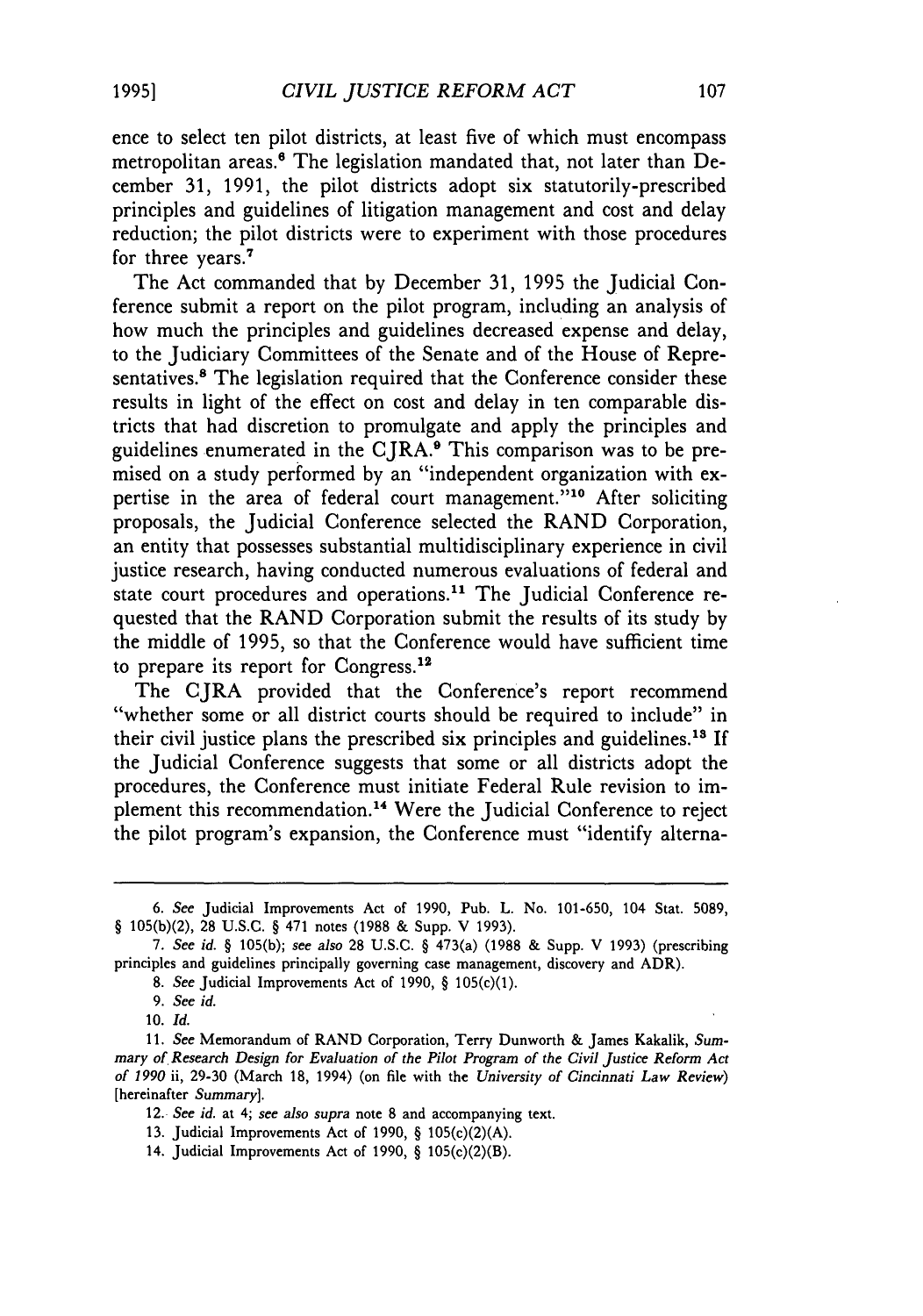ence to select ten pilot districts, at least five of which must encompass metropolitan areas.[6] The legislation mandated that, not later than December 31, 1991, the pilot districts adopt six statutorily-prescribed principles and guidelines of litigation management and cost and delay reduction; the pilot districts were to experiment with those procedures for three years.[7]

The Act commanded that by December 31, 1995 the Judicial Conference submit a report on the pilot program, including an analysis of how much the principles and guidelines decreased expense and delay, to the Judiciary Committees of the Senate and of the House of Representatives.[8] The legislation required that the Conference consider these results in light of the effect on cost and delay in ten comparable districts that had discretion to promulgate and apply the principles and guidelines enumerated in the CJRA.[9] This comparison was to be premised on a study performed by an "independent organization with expertise in the area of federal court management."[10] After soliciting proposals, the Judicial Conference selected the RAND Corporation, an entity that possesses substantial multidisciplinary experience in civil justice research, having conducted numerous evaluations of federal and state court procedures and operations.[11] The Judicial Conference requested that the RAND Corporation submit the results of its study by the middle of 1995, so that the Conference would have sufficient time to prepare its report for Congress.[12]

The CJRA provided that the Conference's report recommend "whether some or all district courts should be required to include" in their civil justice plans the prescribed six principles and guidelines.[13] If the Judicial Conference suggests that some or all districts adopt the procedures, the Conference must initiate Federal Rule revision to implement this recommendation.[14] Were the Judicial Conference to reject the pilot program's expansion, the Conference must "identify alterna-

---

6. *See* Judicial Improvements Act of 1990, Pub. L. No. 101-650, 104 Stat. 5089, § 105(b)(2), 28 U.S.C. § 471 notes (1988 & Supp. V 1993).

7. *See id.* § 105(b); *see also* 28 U.S.C. § 473(a) (1988 & Supp. V 1993) (prescribing principles and guidelines principally governing case management, discovery and ADR).

8. *See* Judicial Improvements Act of 1990, § 105(c)(1).

9. *See id.*

10. *Id.*

11. *See* Memorandum of RAND Corporation, Terry Dunworth & James Kakalik, *Summary of Research Design for Evaluation of the Pilot Program of the Civil Justice Reform Act of 1990* ii, 29-30 (March 18, 1994) (on file with the *University of Cincinnati Law Review*) [hereinafter *Summary*].

12. *See id.* at 4; *see also supra* note 8 and accompanying text.

13. Judicial Improvements Act of 1990, § 105(c)(2)(A).

14. Judicial Improvements Act of 1990, § 105(c)(2)(B).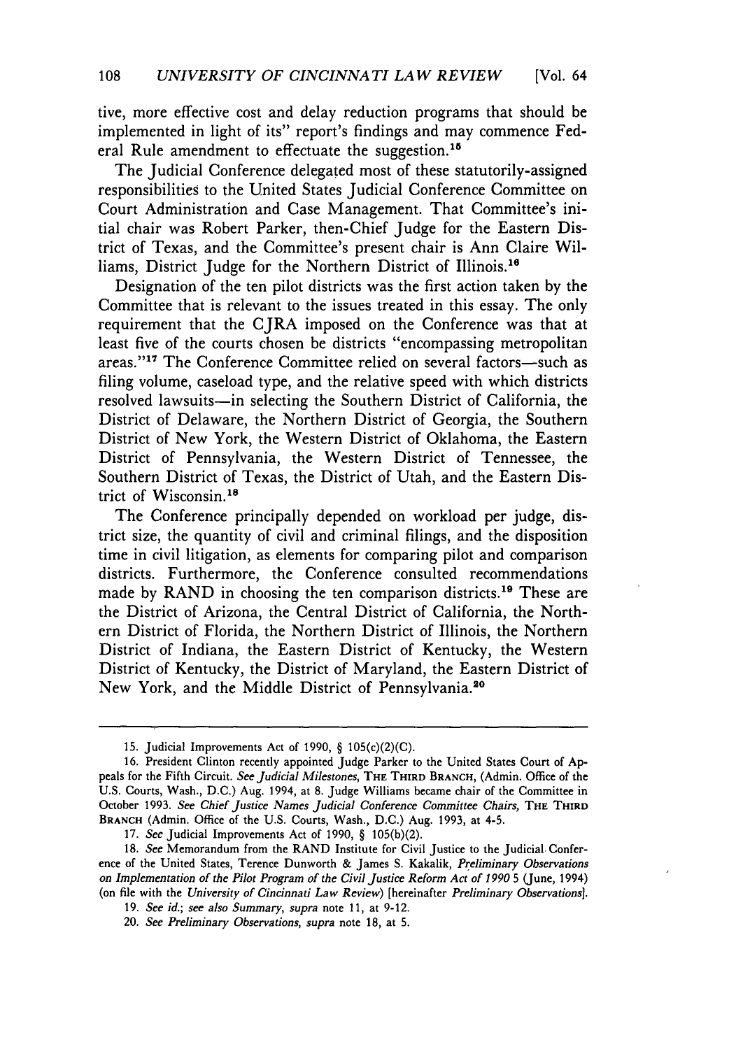tive, more effective cost and delay reduction programs that should be implemented in light of its" report's findings and may commence Federal Rule amendment to effectuate the suggestion.[15]

The Judicial Conference delegated most of these statutorily-assigned responsibilities to the United States Judicial Conference Committee on Court Administration and Case Management. That Committee's initial chair was Robert Parker, then-Chief Judge for the Eastern District of Texas, and the Committee's present chair is Ann Claire Williams, District Judge for the Northern District of Illinois.[16]

Designation of the ten pilot districts was the first action taken by the Committee that is relevant to the issues treated in this essay. The only requirement that the CJRA imposed on the Conference was that at least five of the courts chosen be districts "encompassing metropolitan areas."[17] The Conference Committee relied on several factors—such as filing volume, caseload type, and the relative speed with which districts resolved lawsuits—in selecting the Southern District of California, the District of Delaware, the Northern District of Georgia, the Southern District of New York, the Western District of Oklahoma, the Eastern District of Pennsylvania, the Western District of Tennessee, the Southern District of Texas, the District of Utah, and the Eastern District of Wisconsin.[18]

The Conference principally depended on workload per judge, district size, the quantity of civil and criminal filings, and the disposition time in civil litigation, as elements for comparing pilot and comparison districts. Furthermore, the Conference consulted recommendations made by RAND in choosing the ten comparison districts.[19] These are the District of Arizona, the Central District of California, the Northern District of Florida, the Northern District of Illinois, the Northern District of Indiana, the Eastern District of Kentucky, the Western District of Kentucky, the District of Maryland, the Eastern District of New York, and the Middle District of Pennsylvania.[20]

---

15. Judicial Improvements Act of 1990, § 105(c)(2)(C).

16. President Clinton recently appointed Judge Parker to the United States Court of Appeals for the Fifth Circuit. *See Judicial Milestones*, THE THIRD BRANCH, (Admin. Office of the U.S. Courts, Wash., D.C.) Aug. 1994, at 8. Judge Williams became chair of the Committee in October 1993. *See Chief Justice Names Judicial Conference Committee Chairs*, THE THIRD BRANCH (Admin. Office of the U.S. Courts, Wash., D.C.) Aug. 1993, at 4-5.

17. *See* Judicial Improvements Act of 1990, § 105(b)(2).

18. *See* Memorandum from the RAND Institute for Civil Justice to the Judicial Conference of the United States, Terence Dunworth & James S. Kakalik, *Preliminary Observations on Implementation of the Pilot Program of the Civil Justice Reform Act of 1990* 5 (June, 1994) (on file with the *University of Cincinnati Law Review*) [hereinafter *Preliminary Observations*].

19. *See id.*; *see also Summary*, *supra* note 11, at 9-12.

20. *See Preliminary Observations*, *supra* note 18, at 5.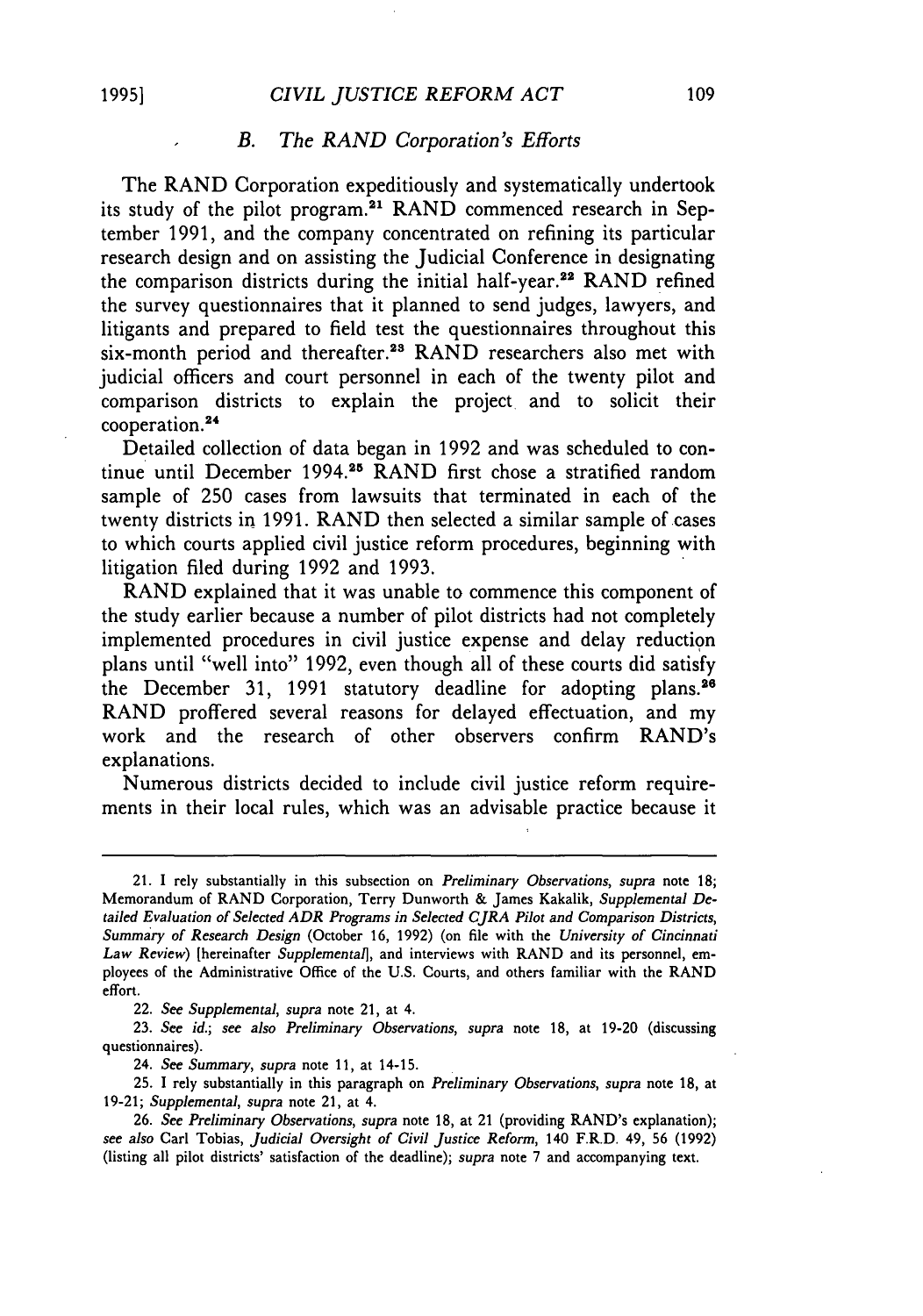### *B. The RAND Corporation's Efforts*

The RAND Corporation expeditiously and systematically undertook its study of the pilot program.[21] RAND commenced research in September 1991, and the company concentrated on refining its particular research design and on assisting the Judicial Conference in designating the comparison districts during the initial half-year.[22] RAND refined the survey questionnaires that it planned to send judges, lawyers, and litigants and prepared to field test the questionnaires throughout this six-month period and thereafter.[23] RAND researchers also met with judicial officers and court personnel in each of the twenty pilot and comparison districts to explain the project and to solicit their cooperation.[24]

Detailed collection of data began in 1992 and was scheduled to continue until December 1994.[25] RAND first chose a stratified random sample of 250 cases from lawsuits that terminated in each of the twenty districts in 1991. RAND then selected a similar sample of cases to which courts applied civil justice reform procedures, beginning with litigation filed during 1992 and 1993.

RAND explained that it was unable to commence this component of the study earlier because a number of pilot districts had not completely implemented procedures in civil justice expense and delay reduction plans until "well into" 1992, even though all of these courts did satisfy the December 31, 1991 statutory deadline for adopting plans.[26] RAND proffered several reasons for delayed effectuation, and my work and the research of other observers confirm RAND's explanations.

Numerous districts decided to include civil justice reform requirements in their local rules, which was an advisable practice because it

---

21. I rely substantially in this subsection on *Preliminary Observations*, *supra* note 18; Memorandum of RAND Corporation, Terry Dunworth & James Kakalik, *Supplemental Detailed Evaluation of Selected ADR Programs in Selected CJRA Pilot and Comparison Districts, Summary of Research Design* (October 16, 1992) (on file with the *University of Cincinnati Law Review*) [hereinafter *Supplemental*], and interviews with RAND and its personnel, employees of the Administrative Office of the U.S. Courts, and others familiar with the RAND effort.

22. *See Supplemental*, *supra* note 21, at 4.

23. *See id.*; *see also Preliminary Observations*, *supra* note 18, at 19-20 (discussing questionnaires).

24. *See Summary*, *supra* note 11, at 14-15.

25. I rely substantially in this paragraph on *Preliminary Observations*, *supra* note 18, at 19-21; *Supplemental*, *supra* note 21, at 4.

26. *See Preliminary Observations*, *supra* note 18, at 21 (providing RAND's explanation); *see also* Carl Tobias, *Judicial Oversight of Civil Justice Reform*, 140 F.R.D. 49, 56 (1992) (listing all pilot districts' satisfaction of the deadline); *supra* note 7 and accompanying text.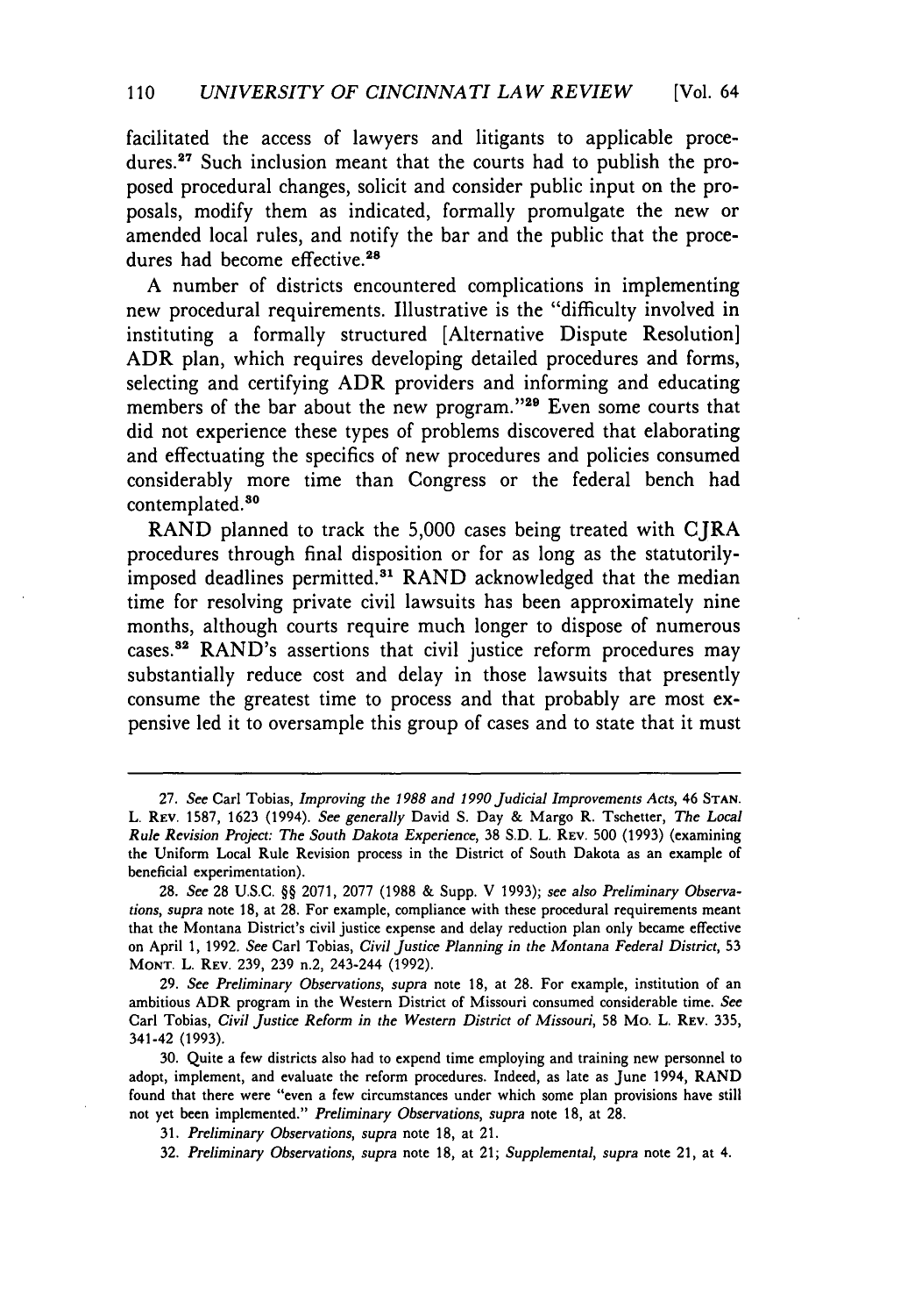facilitated the access of lawyers and litigants to applicable procedures.[27] Such inclusion meant that the courts had to publish the proposed procedural changes, solicit and consider public input on the proposals, modify them as indicated, formally promulgate the new or amended local rules, and notify the bar and the public that the procedures had become effective.[28]

A number of districts encountered complications in implementing new procedural requirements. Illustrative is the "difficulty involved in instituting a formally structured [Alternative Dispute Resolution] ADR plan, which requires developing detailed procedures and forms, selecting and certifying ADR providers and informing and educating members of the bar about the new program."[29] Even some courts that did not experience these types of problems discovered that elaborating and effectuating the specifics of new procedures and policies consumed considerably more time than Congress or the federal bench had contemplated.[30]

RAND planned to track the 5,000 cases being treated with CJRA procedures through final disposition or for as long as the statutorily-imposed deadlines permitted.[31] RAND acknowledged that the median time for resolving private civil lawsuits has been approximately nine months, although courts require much longer to dispose of numerous cases.[32] RAND's assertions that civil justice reform procedures may substantially reduce cost and delay in those lawsuits that presently consume the greatest time to process and that probably are most expensive led it to oversample this group of cases and to state that it must

---

27. *See* Carl Tobias, *Improving the 1988 and 1990 Judicial Improvements Acts*, 46 STAN. L. REV. 1587, 1623 (1994). *See generally* David S. Day & Margo R. Tschetter, *The Local Rule Revision Project: The South Dakota Experience*, 38 S.D. L. REV. 500 (1993) (examining the Uniform Local Rule Revision process in the District of South Dakota as an example of beneficial experimentation).

28. *See* 28 U.S.C. §§ 2071, 2077 (1988 & Supp. V 1993); *see also Preliminary Observations*, *supra* note 18, at 28. For example, compliance with these procedural requirements meant that the Montana District's civil justice expense and delay reduction plan only became effective on April 1, 1992. *See* Carl Tobias, *Civil Justice Planning in the Montana Federal District*, 53 MONT. L. REV. 239, 239 n.2, 243-244 (1992).

29. *See Preliminary Observations*, *supra* note 18, at 28. For example, institution of an ambitious ADR program in the Western District of Missouri consumed considerable time. *See* Carl Tobias, *Civil Justice Reform in the Western District of Missouri*, 58 MO. L. REV. 335, 341-42 (1993).

30. Quite a few districts also had to expend time employing and training new personnel to adopt, implement, and evaluate the reform procedures. Indeed, as late as June 1994, RAND found that there were "even a few circumstances under which some plan provisions have still not yet been implemented." *Preliminary Observations*, *supra* note 18, at 28.

31. *Preliminary Observations*, *supra* note 18, at 21.

32. *Preliminary Observations*, *supra* note 18, at 21; *Supplemental*, *supra* note 21, at 4.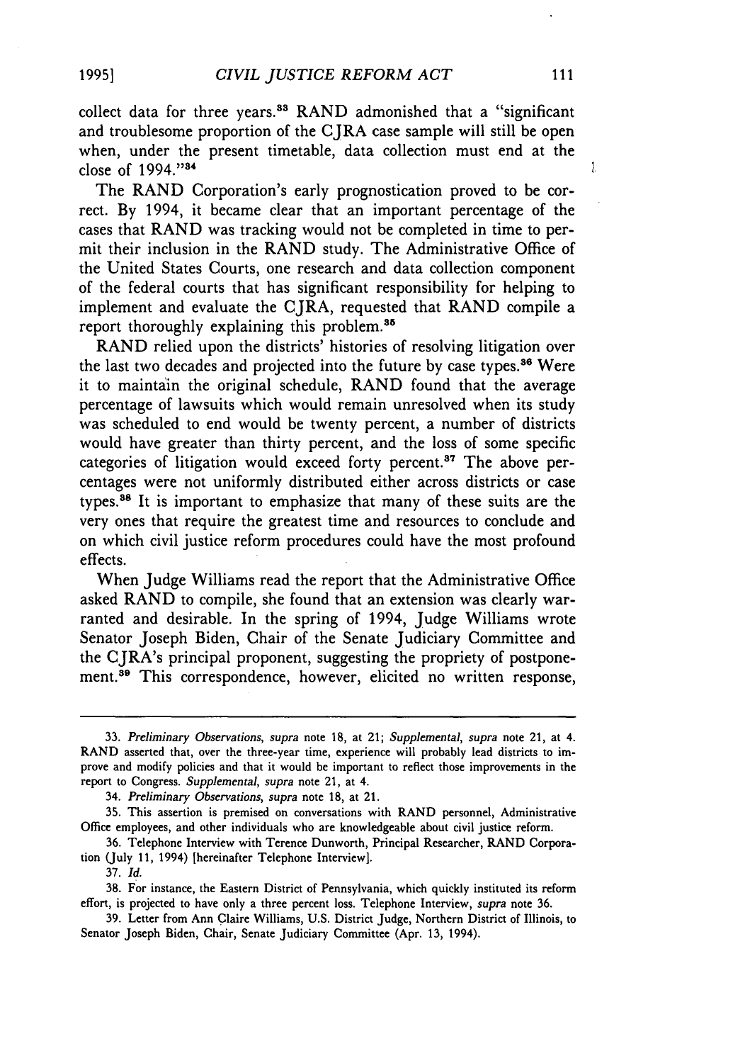collect data for three years.[33] RAND admonished that a "significant and troublesome proportion of the CJRA case sample will still be open when, under the present timetable, data collection must end at the close of 1994."[34]

The RAND Corporation's early prognostication proved to be correct. By 1994, it became clear that an important percentage of the cases that RAND was tracking would not be completed in time to permit their inclusion in the RAND study. The Administrative Office of the United States Courts, one research and data collection component of the federal courts that has significant responsibility for helping to implement and evaluate the CJRA, requested that RAND compile a report thoroughly explaining this problem.[35]

RAND relied upon the districts' histories of resolving litigation over the last two decades and projected into the future by case types.[36] Were it to maintain the original schedule, RAND found that the average percentage of lawsuits which would remain unresolved when its study was scheduled to end would be twenty percent, a number of districts would have greater than thirty percent, and the loss of some specific categories of litigation would exceed forty percent.[37] The above percentages were not uniformly distributed either across districts or case types.[38] It is important to emphasize that many of these suits are the very ones that require the greatest time and resources to conclude and on which civil justice reform procedures could have the most profound effects.

When Judge Williams read the report that the Administrative Office asked RAND to compile, she found that an extension was clearly warranted and desirable. In the spring of 1994, Judge Williams wrote Senator Joseph Biden, Chair of the Senate Judiciary Committee and the CJRA's principal proponent, suggesting the propriety of postponement.[39] This correspondence, however, elicited no written response,

---

33. *Preliminary Observations*, *supra* note 18, at 21; *Supplemental*, *supra* note 21, at 4. RAND asserted that, over the three-year time, experience will probably lead districts to improve and modify policies and that it would be important to reflect those improvements in the report to Congress. *Supplemental*, *supra* note 21, at 4.

34. *Preliminary Observations*, *supra* note 18, at 21.

35. This assertion is premised on conversations with RAND personnel, Administrative Office employees, and other individuals who are knowledgeable about civil justice reform.

36. Telephone Interview with Terence Dunworth, Principal Researcher, RAND Corporation (July 11, 1994) [hereinafter Telephone Interview].

37. *Id.*

38. For instance, the Eastern District of Pennsylvania, which quickly instituted its reform effort, is projected to have only a three percent loss. Telephone Interview, *supra* note 36.

39. Letter from Ann Claire Williams, U.S. District Judge, Northern District of Illinois, to Senator Joseph Biden, Chair, Senate Judiciary Committee (Apr. 13, 1994).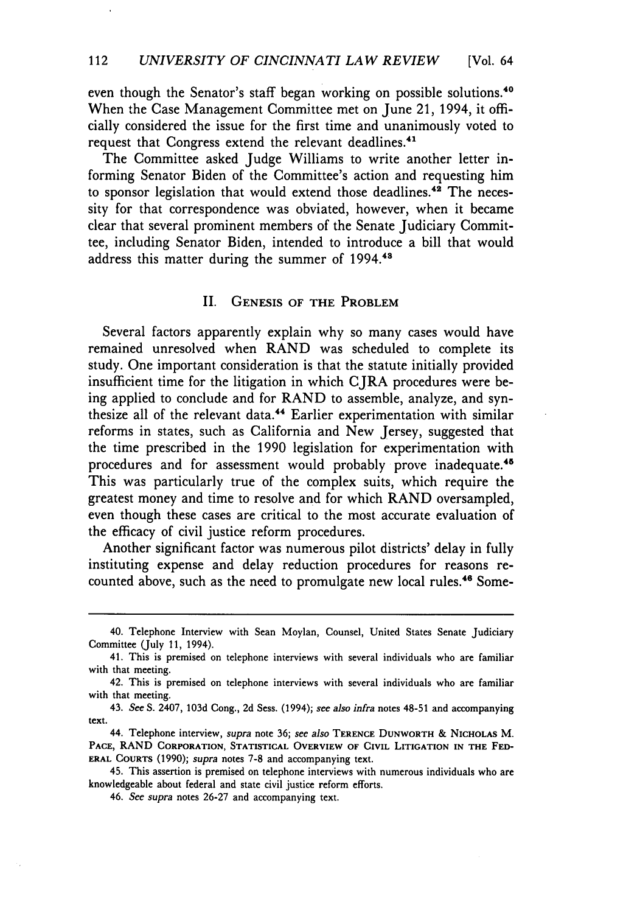even though the Senator's staff began working on possible solutions.[40] When the Case Management Committee met on June 21, 1994, it officially considered the issue for the first time and unanimously voted to request that Congress extend the relevant deadlines.[41]

The Committee asked Judge Williams to write another letter informing Senator Biden of the Committee's action and requesting him to sponsor legislation that would extend those deadlines.[42] The necessity for that correspondence was obviated, however, when it became clear that several prominent members of the Senate Judiciary Committee, including Senator Biden, intended to introduce a bill that would address this matter during the summer of 1994.[43]

## II. Genesis of the Problem

Several factors apparently explain why so many cases would have remained unresolved when RAND was scheduled to complete its study. One important consideration is that the statute initially provided insufficient time for the litigation in which CJRA procedures were being applied to conclude and for RAND to assemble, analyze, and synthesize all of the relevant data.[44] Earlier experimentation with similar reforms in states, such as California and New Jersey, suggested that the time prescribed in the 1990 legislation for experimentation with procedures and for assessment would probably prove inadequate.[45] This was particularly true of the complex suits, which require the greatest money and time to resolve and for which RAND oversampled, even though these cases are critical to the most accurate evaluation of the efficacy of civil justice reform procedures.

Another significant factor was numerous pilot districts' delay in fully instituting expense and delay reduction procedures for reasons recounted above, such as the need to promulgate new local rules.[46] Some-

---

40. Telephone Interview with Sean Moylan, Counsel, United States Senate Judiciary Committee (July 11, 1994).

41. This is premised on telephone interviews with several individuals who are familiar with that meeting.

42. This is premised on telephone interviews with several individuals who are familiar with that meeting.

43. *See* S. 2407, 103d Cong., 2d Sess. (1994); *see also infra* notes 48-51 and accompanying text.

44. Telephone interview, *supra* note 36; *see also* Terence Dunworth & Nicholas M. Pace, RAND Corporation, Statistical Overview of Civil Litigation in the Federal Courts (1990); *supra* notes 7-8 and accompanying text.

45. This assertion is premised on telephone interviews with numerous individuals who are knowledgeable about federal and state civil justice reform efforts.

46. *See supra* notes 26-27 and accompanying text.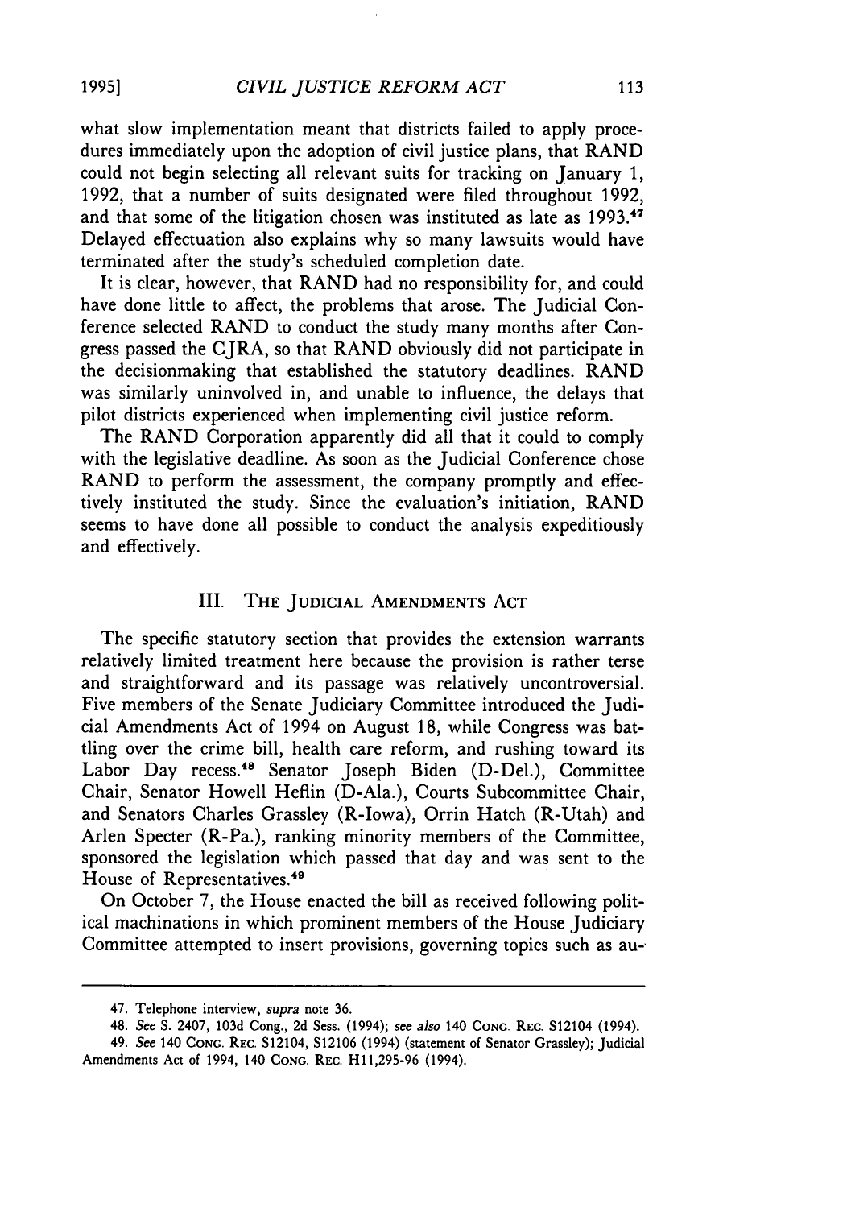what slow implementation meant that districts failed to apply procedures immediately upon the adoption of civil justice plans, that RAND could not begin selecting all relevant suits for tracking on January 1, 1992, that a number of suits designated were filed throughout 1992, and that some of the litigation chosen was instituted as late as 1993.[47] Delayed effectuation also explains why so many lawsuits would have terminated after the study's scheduled completion date.

It is clear, however, that RAND had no responsibility for, and could have done little to affect, the problems that arose. The Judicial Conference selected RAND to conduct the study many months after Congress passed the CJRA, so that RAND obviously did not participate in the decisionmaking that established the statutory deadlines. RAND was similarly uninvolved in, and unable to influence, the delays that pilot districts experienced when implementing civil justice reform.

The RAND Corporation apparently did all that it could to comply with the legislative deadline. As soon as the Judicial Conference chose RAND to perform the assessment, the company promptly and effectively instituted the study. Since the evaluation's initiation, RAND seems to have done all possible to conduct the analysis expeditiously and effectively.

## III. The Judicial Amendments Act

The specific statutory section that provides the extension warrants relatively limited treatment here because the provision is rather terse and straightforward and its passage was relatively uncontroversial. Five members of the Senate Judiciary Committee introduced the Judicial Amendments Act of 1994 on August 18, while Congress was battling over the crime bill, health care reform, and rushing toward its Labor Day recess.[48] Senator Joseph Biden (D-Del.), Committee Chair, Senator Howell Heflin (D-Ala.), Courts Subcommittee Chair, and Senators Charles Grassley (R-Iowa), Orrin Hatch (R-Utah) and Arlen Specter (R-Pa.), ranking minority members of the Committee, sponsored the legislation which passed that day and was sent to the House of Representatives.[49]

On October 7, the House enacted the bill as received following political machinations in which prominent members of the House Judiciary Committee attempted to insert provisions, governing topics such as au-

---

47. Telephone interview, *supra* note 36.

48. *See* S. 2407, 103d Cong., 2d Sess. (1994); *see also* 140 Cong. Rec. S12104 (1994).

49. *See* 140 Cong. Rec. S12104, S12106 (1994) (statement of Senator Grassley); Judicial Amendments Act of 1994, 140 Cong. Rec. H11,295-96 (1994).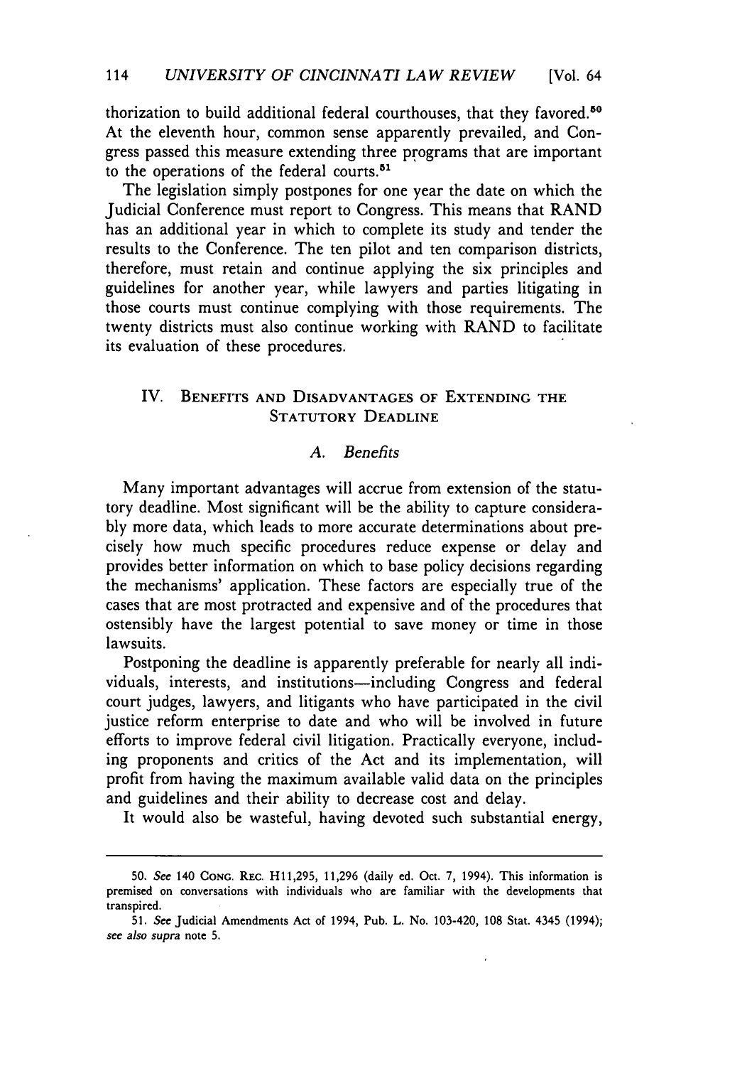thorization to build additional federal courthouses, that they favored.[50] At the eleventh hour, common sense apparently prevailed, and Congress passed this measure extending three programs that are important to the operations of the federal courts.[51]

The legislation simply postpones for one year the date on which the Judicial Conference must report to Congress. This means that RAND has an additional year in which to complete its study and tender the results to the Conference. The ten pilot and ten comparison districts, therefore, must retain and continue applying the six principles and guidelines for another year, while lawyers and parties litigating in those courts must continue complying with those requirements. The twenty districts must also continue working with RAND to facilitate its evaluation of these procedures.

## IV. Benefits and Disadvantages of Extending the Statutory Deadline

### A. *Benefits*

Many important advantages will accrue from extension of the statutory deadline. Most significant will be the ability to capture considerably more data, which leads to more accurate determinations about precisely how much specific procedures reduce expense or delay and provides better information on which to base policy decisions regarding the mechanisms' application. These factors are especially true of the cases that are most protracted and expensive and of the procedures that ostensibly have the largest potential to save money or time in those lawsuits.

Postponing the deadline is apparently preferable for nearly all individuals, interests, and institutions—including Congress and federal court judges, lawyers, and litigants who have participated in the civil justice reform enterprise to date and who will be involved in future efforts to improve federal civil litigation. Practically everyone, including proponents and critics of the Act and its implementation, will profit from having the maximum available valid data on the principles and guidelines and their ability to decrease cost and delay.

It would also be wasteful, having devoted such substantial energy,

---

50. *See* 140 Cong. Rec. H11,295, 11,296 (daily ed. Oct. 7, 1994). This information is premised on conversations with individuals who are familiar with the developments that transpired.

51. *See* Judicial Amendments Act of 1994, Pub. L. No. 103-420, 108 Stat. 4345 (1994); *see also supra* note 5.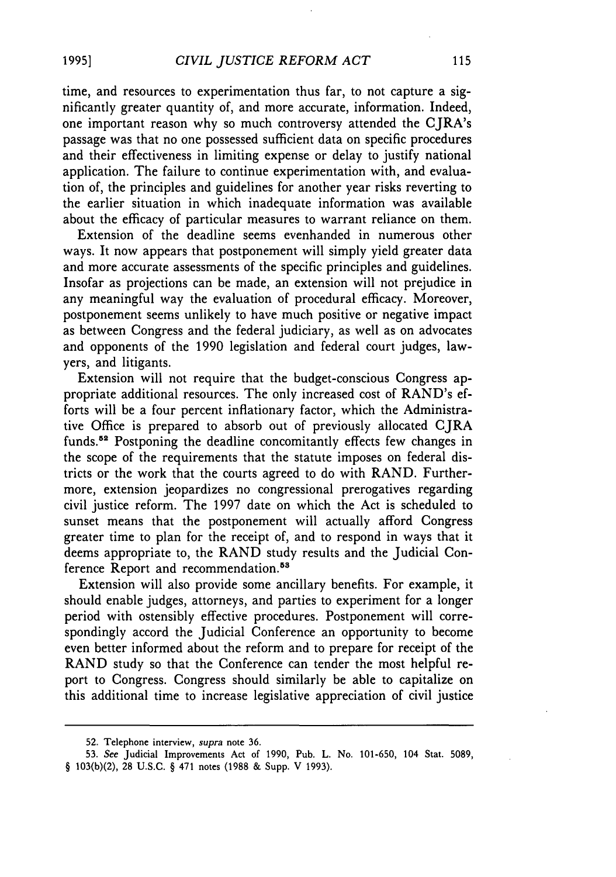time, and resources to experimentation thus far, to not capture a significantly greater quantity of, and more accurate, information. Indeed, one important reason why so much controversy attended the CJRA's passage was that no one possessed sufficient data on specific procedures and their effectiveness in limiting expense or delay to justify national application. The failure to continue experimentation with, and evaluation of, the principles and guidelines for another year risks reverting to the earlier situation in which inadequate information was available about the efficacy of particular measures to warrant reliance on them.

Extension of the deadline seems evenhanded in numerous other ways. It now appears that postponement will simply yield greater data and more accurate assessments of the specific principles and guidelines. Insofar as projections can be made, an extension will not prejudice in any meaningful way the evaluation of procedural efficacy. Moreover, postponement seems unlikely to have much positive or negative impact as between Congress and the federal judiciary, as well as on advocates and opponents of the 1990 legislation and federal court judges, lawyers, and litigants.

Extension will not require that the budget-conscious Congress appropriate additional resources. The only increased cost of RAND's efforts will be a four percent inflationary factor, which the Administrative Office is prepared to absorb out of previously allocated CJRA funds.[52] Postponing the deadline concomitantly effects few changes in the scope of the requirements that the statute imposes on federal districts or the work that the courts agreed to do with RAND. Furthermore, extension jeopardizes no congressional prerogatives regarding civil justice reform. The 1997 date on which the Act is scheduled to sunset means that the postponement will actually afford Congress greater time to plan for the receipt of, and to respond in ways that it deems appropriate to, the RAND study results and the Judicial Conference Report and recommendation.[53]

Extension will also provide some ancillary benefits. For example, it should enable judges, attorneys, and parties to experiment for a longer period with ostensibly effective procedures. Postponement will correspondingly accord the Judicial Conference an opportunity to become even better informed about the reform and to prepare for receipt of the RAND study so that the Conference can tender the most helpful report to Congress. Congress should similarly be able to capitalize on this additional time to increase legislative appreciation of civil justice

---

52. Telephone interview, *supra* note 36.

53. *See* Judicial Improvements Act of 1990, Pub. L. No. 101-650, 104 Stat. 5089, § 103(b)(2), 28 U.S.C. § 471 notes (1988 & Supp. V 1993).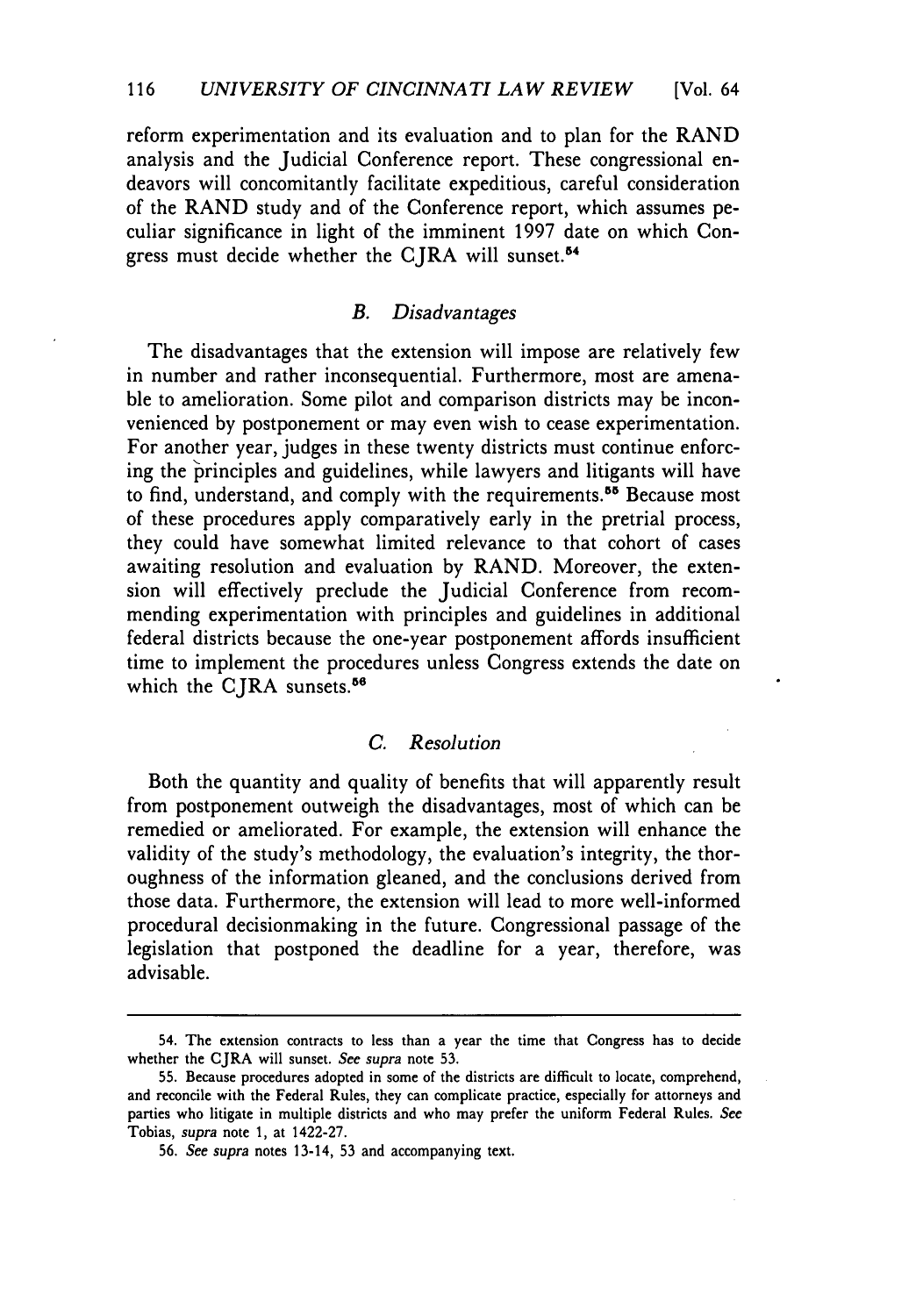reform experimentation and its evaluation and to plan for the RAND analysis and the Judicial Conference report. These congressional endeavors will concomitantly facilitate expeditious, careful consideration of the RAND study and of the Conference report, which assumes peculiar significance in light of the imminent 1997 date on which Congress must decide whether the CJRA will sunset.[54]

### *B. Disadvantages*

The disadvantages that the extension will impose are relatively few in number and rather inconsequential. Furthermore, most are amenable to amelioration. Some pilot and comparison districts may be inconvenienced by postponement or may even wish to cease experimentation. For another year, judges in these twenty districts must continue enforcing the principles and guidelines, while lawyers and litigants will have to find, understand, and comply with the requirements.[55] Because most of these procedures apply comparatively early in the pretrial process, they could have somewhat limited relevance to that cohort of cases awaiting resolution and evaluation by RAND. Moreover, the extension will effectively preclude the Judicial Conference from recommending experimentation with principles and guidelines in additional federal districts because the one-year postponement affords insufficient time to implement the procedures unless Congress extends the date on which the CJRA sunsets.[56]

### *C. Resolution*

Both the quantity and quality of benefits that will apparently result from postponement outweigh the disadvantages, most of which can be remedied or ameliorated. For example, the extension will enhance the validity of the study's methodology, the evaluation's integrity, the thoroughness of the information gleaned, and the conclusions derived from those data. Furthermore, the extension will lead to more well-informed procedural decisionmaking in the future. Congressional passage of the legislation that postponed the deadline for a year, therefore, was advisable.

---

54. The extension contracts to less than a year the time that Congress has to decide whether the CJRA will sunset. *See supra* note 53.

55. Because procedures adopted in some of the districts are difficult to locate, comprehend, and reconcile with the Federal Rules, they can complicate practice, especially for attorneys and parties who litigate in multiple districts and who may prefer the uniform Federal Rules. *See* Tobias, *supra* note 1, at 1422-27.

56. *See supra* notes 13-14, 53 and accompanying text.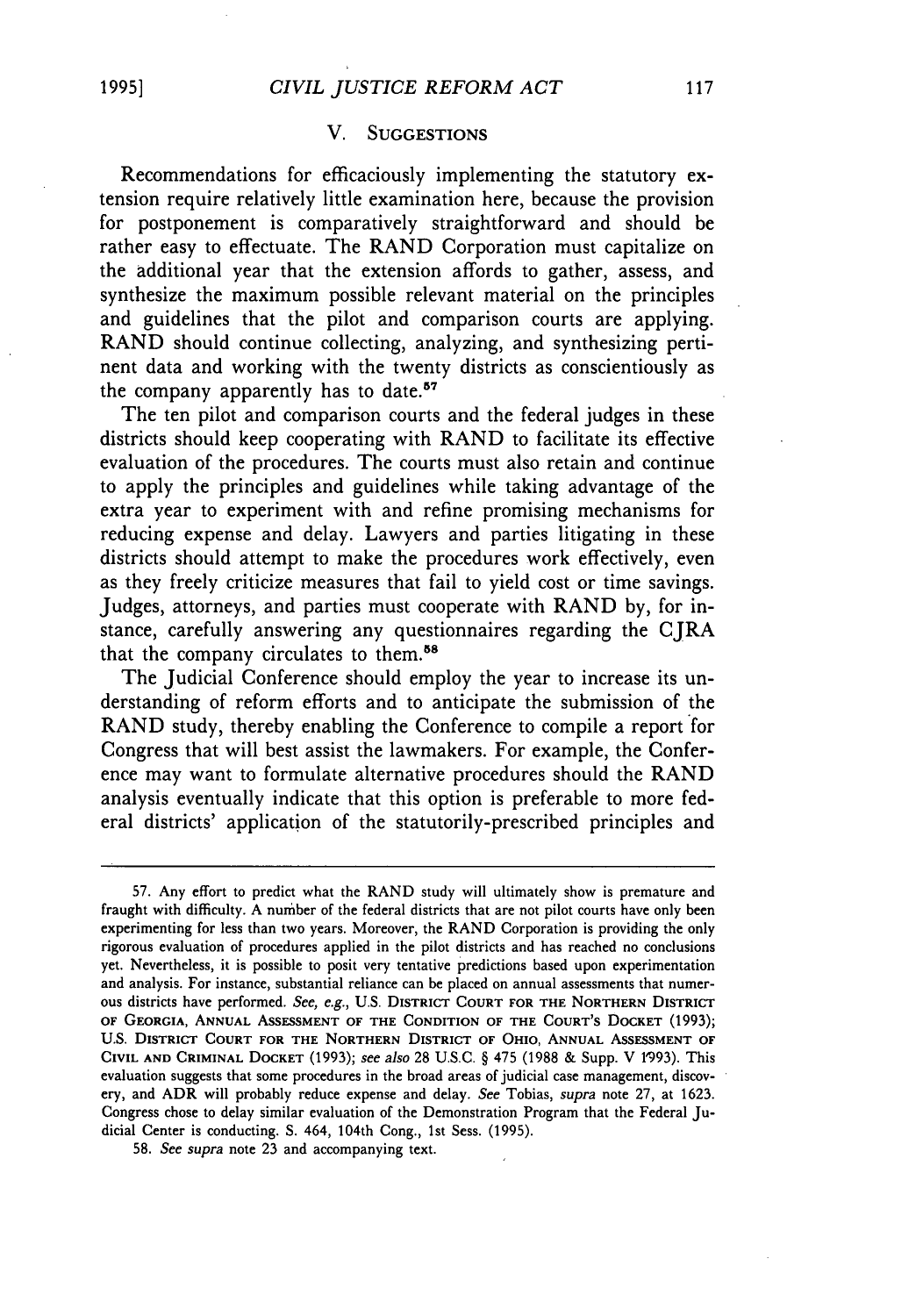## V. SUGGESTIONS

Recommendations for efficaciously implementing the statutory extension require relatively little examination here, because the provision for postponement is comparatively straightforward and should be rather easy to effectuate. The RAND Corporation must capitalize on the additional year that the extension affords to gather, assess, and synthesize the maximum possible relevant material on the principles and guidelines that the pilot and comparison courts are applying. RAND should continue collecting, analyzing, and synthesizing pertinent data and working with the twenty districts as conscientiously as the company apparently has to date.[57]

The ten pilot and comparison courts and the federal judges in these districts should keep cooperating with RAND to facilitate its effective evaluation of the procedures. The courts must also retain and continue to apply the principles and guidelines while taking advantage of the extra year to experiment with and refine promising mechanisms for reducing expense and delay. Lawyers and parties litigating in these districts should attempt to make the procedures work effectively, even as they freely criticize measures that fail to yield cost or time savings. Judges, attorneys, and parties must cooperate with RAND by, for instance, carefully answering any questionnaires regarding the CJRA that the company circulates to them.[58]

The Judicial Conference should employ the year to increase its understanding of reform efforts and to anticipate the submission of the RAND study, thereby enabling the Conference to compile a report for Congress that will best assist the lawmakers. For example, the Conference may want to formulate alternative procedures should the RAND analysis eventually indicate that this option is preferable to more federal districts' application of the statutorily-prescribed principles and

---

57. Any effort to predict what the RAND study will ultimately show is premature and fraught with difficulty. A number of the federal districts that are not pilot courts have only been experimenting for less than two years. Moreover, the RAND Corporation is providing the only rigorous evaluation of procedures applied in the pilot districts and has reached no conclusions yet. Nevertheless, it is possible to posit very tentative predictions based upon experimentation and analysis. For instance, substantial reliance can be placed on annual assessments that numerous districts have performed. *See, e.g.*, U.S. DISTRICT COURT FOR THE NORTHERN DISTRICT OF GEORGIA, ANNUAL ASSESSMENT OF THE CONDITION OF THE COURT'S DOCKET (1993); U.S. DISTRICT COURT FOR THE NORTHERN DISTRICT OF OHIO, ANNUAL ASSESSMENT OF CIVIL AND CRIMINAL DOCKET (1993); *see also* 28 U.S.C. § 475 (1988 & Supp. V 1993). This evaluation suggests that some procedures in the broad areas of judicial case management, discovery, and ADR will probably reduce expense and delay. *See* Tobias, *supra* note 27, at 1623. Congress chose to delay similar evaluation of the Demonstration Program that the Federal Judicial Center is conducting. S. 464, 104th Cong., 1st Sess. (1995).

58. *See supra* note 23 and accompanying text.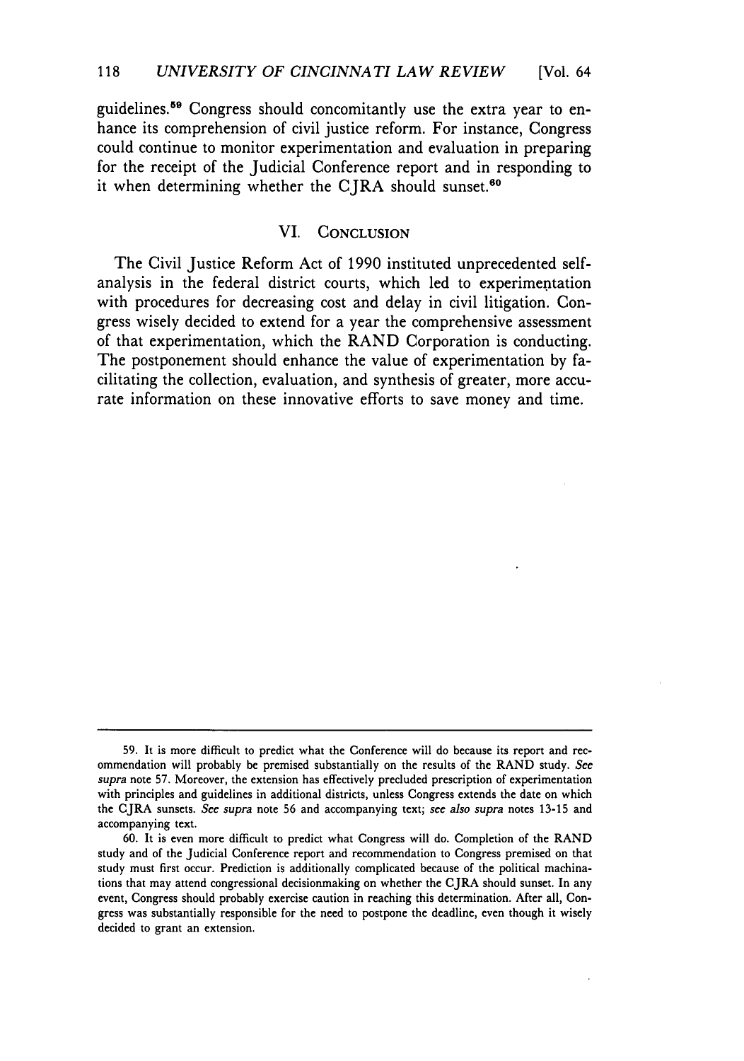guidelines.[59] Congress should concomitantly use the extra year to enhance its comprehension of civil justice reform. For instance, Congress could continue to monitor experimentation and evaluation in preparing for the receipt of the Judicial Conference report and in responding to it when determining whether the CJRA should sunset.[60]

## VI. Conclusion

The Civil Justice Reform Act of 1990 instituted unprecedented self-analysis in the federal district courts, which led to experimentation with procedures for decreasing cost and delay in civil litigation. Congress wisely decided to extend for a year the comprehensive assessment of that experimentation, which the RAND Corporation is conducting. The postponement should enhance the value of experimentation by facilitating the collection, evaluation, and synthesis of greater, more accurate information on these innovative efforts to save money and time.

---

59. It is more difficult to predict what the Conference will do because its report and recommendation will probably be premised substantially on the results of the RAND study. *See supra* note 57. Moreover, the extension has effectively precluded prescription of experimentation with principles and guidelines in additional districts, unless Congress extends the date on which the CJRA sunsets. *See supra* note 56 and accompanying text; *see also supra* notes 13-15 and accompanying text.

60. It is even more difficult to predict what Congress will do. Completion of the RAND study and of the Judicial Conference report and recommendation to Congress premised on that study must first occur. Prediction is additionally complicated because of the political machinations that may attend congressional decisionmaking on whether the CJRA should sunset. In any event, Congress should probably exercise caution in reaching this determination. After all, Congress was substantially responsible for the need to postpone the deadline, even though it wisely decided to grant an extension.